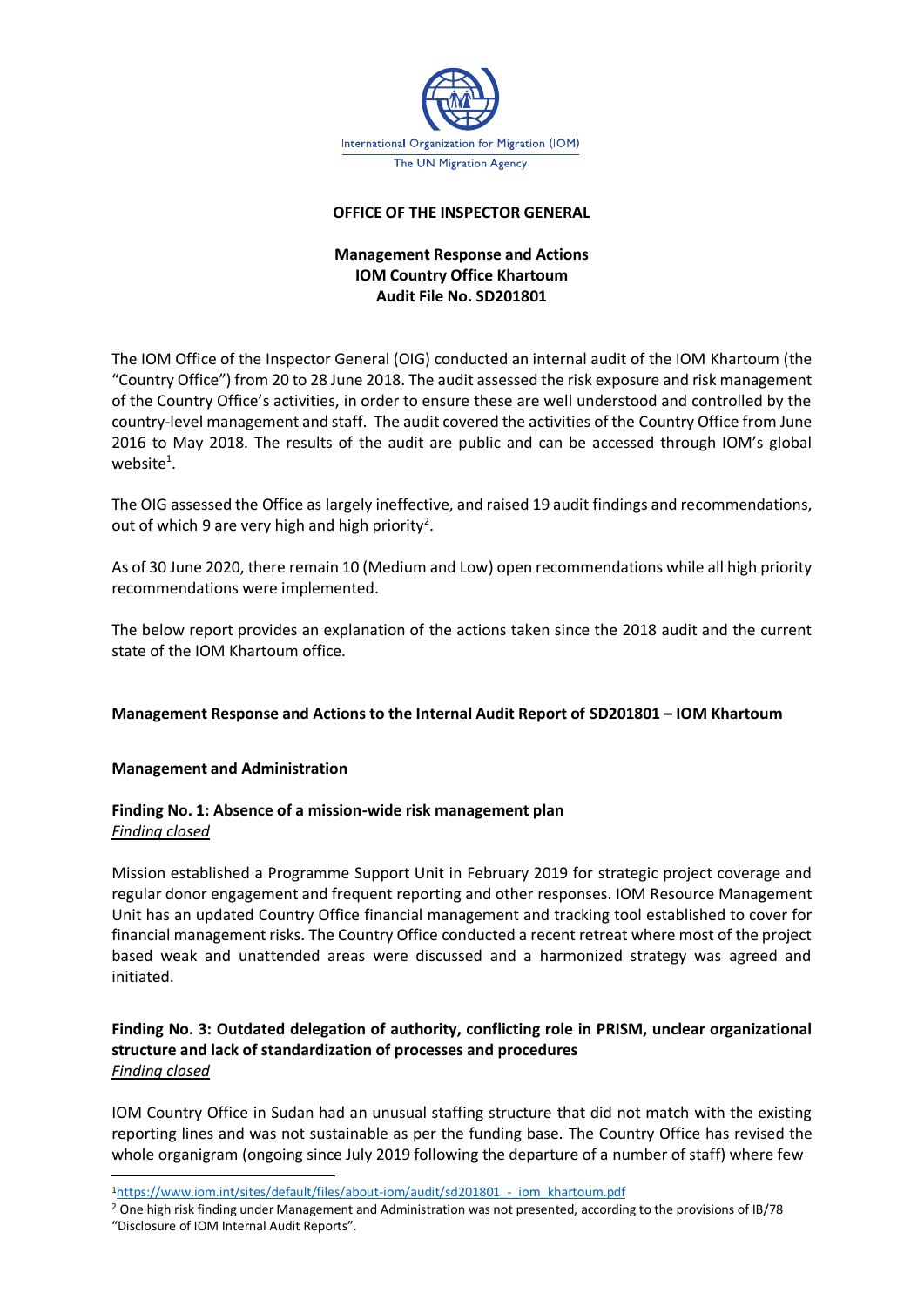International Organization for Migration (IOM)
The UN Migration Agency

**OFFICE OF THE INSPECTOR GENERAL**

**Management Response and Actions**
**IOM Country Office Khartoum**
**Audit File No. SD201801**

The IOM Office of the Inspector General (OIG) conducted an internal audit of the IOM Khartoum (the "Country Office") from 20 to 28 June 2018. The audit assessed the risk exposure and risk management of the Country Office's activities, in order to ensure these are well understood and controlled by the country-level management and staff. The audit covered the activities of the Country Office from June 2016 to May 2018. The results of the audit are public and can be accessed through IOM's global website[1].

The OIG assessed the Office as largely ineffective, and raised 19 audit findings and recommendations, out of which 9 are very high and high priority[2].

As of 30 June 2020, there remain 10 (Medium and Low) open recommendations while all high priority recommendations were implemented.

The below report provides an explanation of the actions taken since the 2018 audit and the current state of the IOM Khartoum office.

**Management Response and Actions to the Internal Audit Report of SD201801 – IOM Khartoum**

**Management and Administration**

**Finding No. 1: Absence of a mission-wide risk management plan**
*Finding closed*

Mission established a Programme Support Unit in February 2019 for strategic project coverage and regular donor engagement and frequent reporting and other responses. IOM Resource Management Unit has an updated Country Office financial management and tracking tool established to cover for financial management risks. The Country Office conducted a recent retreat where most of the project based weak and unattended areas were discussed and a harmonized strategy was agreed and initiated.

**Finding No. 3: Outdated delegation of authority, conflicting role in PRISM, unclear organizational structure and lack of standardization of processes and procedures**
*Finding closed*

IOM Country Office in Sudan had an unusual staffing structure that did not match with the existing reporting lines and was not sustainable as per the funding base. The Country Office has revised the whole organigram (ongoing since July 2019 following the departure of a number of staff) where few

---

[1] https://www.iom.int/sites/default/files/about-iom/audit/sd201801_-_iom_khartoum.pdf

[2] One high risk finding under Management and Administration was not presented, according to the provisions of IB/78 "Disclosure of IOM Internal Audit Reports".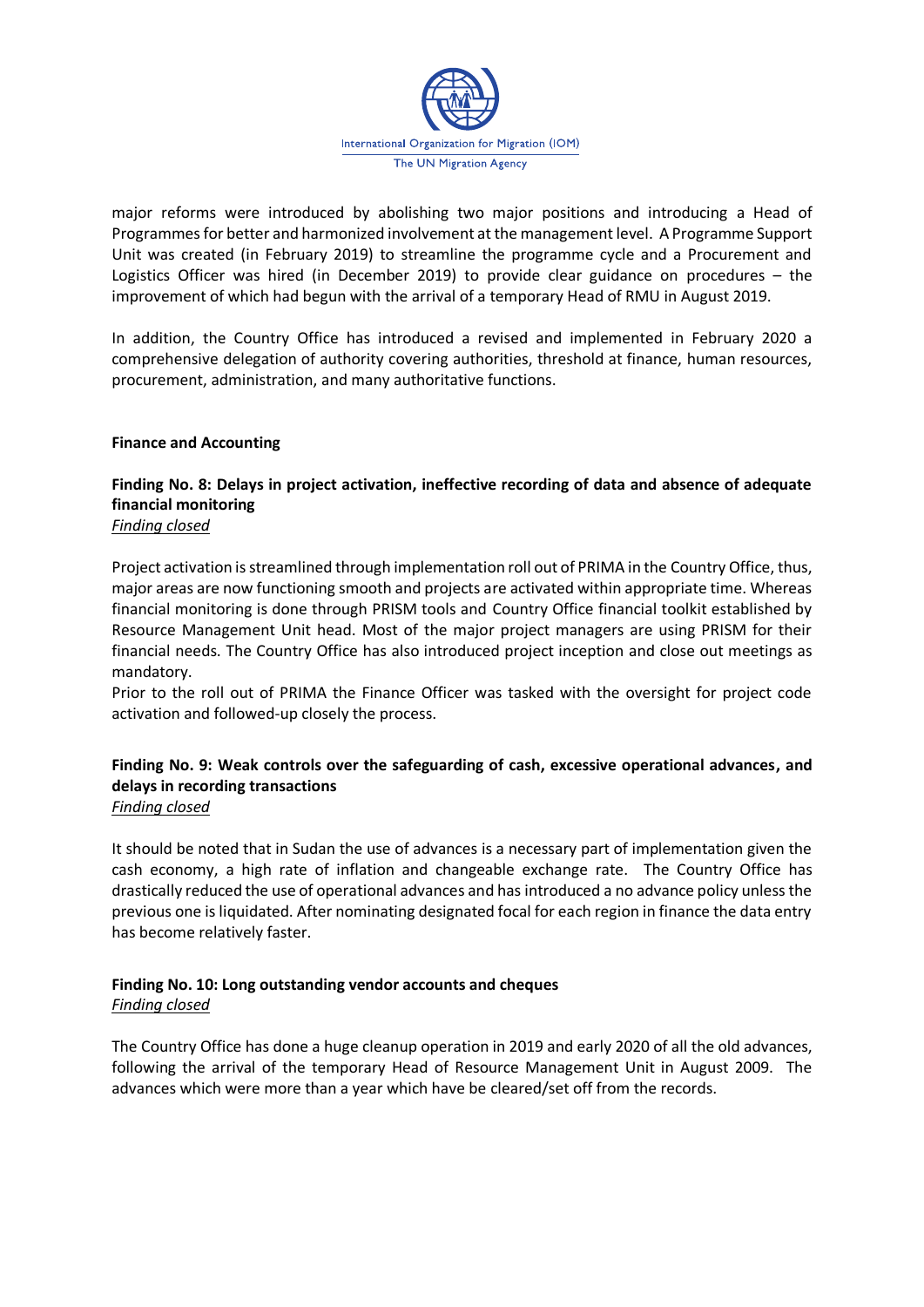major reforms were introduced by abolishing two major positions and introducing a Head of Programmes for better and harmonized involvement at the management level. A Programme Support Unit was created (in February 2019) to streamline the programme cycle and a Procurement and Logistics Officer was hired (in December 2019) to provide clear guidance on procedures – the improvement of which had begun with the arrival of a temporary Head of RMU in August 2019.

In addition, the Country Office has introduced a revised and implemented in February 2020 a comprehensive delegation of authority covering authorities, threshold at finance, human resources, procurement, administration, and many authoritative functions.

**Finance and Accounting**

**Finding No. 8: Delays in project activation, ineffective recording of data and absence of adequate financial monitoring**
*Finding closed*

Project activation is streamlined through implementation roll out of PRIMA in the Country Office, thus, major areas are now functioning smooth and projects are activated within appropriate time. Whereas financial monitoring is done through PRISM tools and Country Office financial toolkit established by Resource Management Unit head. Most of the major project managers are using PRISM for their financial needs. The Country Office has also introduced project inception and close out meetings as mandatory.
Prior to the roll out of PRIMA the Finance Officer was tasked with the oversight for project code activation and followed-up closely the process.

**Finding No. 9: Weak controls over the safeguarding of cash, excessive operational advances, and delays in recording transactions**
*Finding closed*

It should be noted that in Sudan the use of advances is a necessary part of implementation given the cash economy, a high rate of inflation and changeable exchange rate. The Country Office has drastically reduced the use of operational advances and has introduced a no advance policy unless the previous one is liquidated. After nominating designated focal for each region in finance the data entry has become relatively faster.

**Finding No. 10: Long outstanding vendor accounts and cheques**
*Finding closed*

The Country Office has done a huge cleanup operation in 2019 and early 2020 of all the old advances, following the arrival of the temporary Head of Resource Management Unit in August 2009. The advances which were more than a year which have be cleared/set off from the records.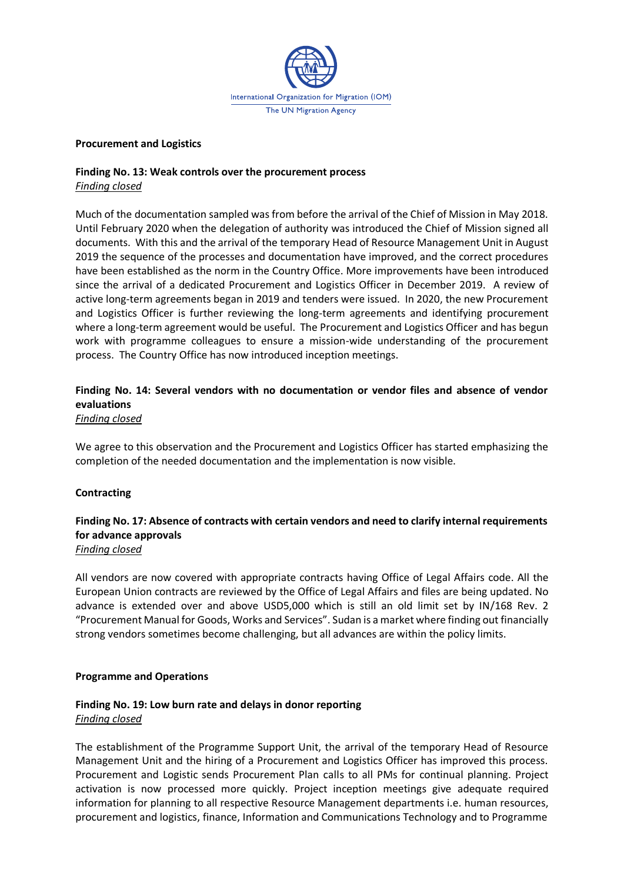**Procurement and Logistics**

**Finding No. 13: Weak controls over the procurement process**
*Finding closed*

Much of the documentation sampled was from before the arrival of the Chief of Mission in May 2018. Until February 2020 when the delegation of authority was introduced the Chief of Mission signed all documents. With this and the arrival of the temporary Head of Resource Management Unit in August 2019 the sequence of the processes and documentation have improved, and the correct procedures have been established as the norm in the Country Office. More improvements have been introduced since the arrival of a dedicated Procurement and Logistics Officer in December 2019. A review of active long-term agreements began in 2019 and tenders were issued. In 2020, the new Procurement and Logistics Officer is further reviewing the long-term agreements and identifying procurement where a long-term agreement would be useful. The Procurement and Logistics Officer and has begun work with programme colleagues to ensure a mission-wide understanding of the procurement process. The Country Office has now introduced inception meetings.

**Finding No. 14: Several vendors with no documentation or vendor files and absence of vendor evaluations**
*Finding closed*

We agree to this observation and the Procurement and Logistics Officer has started emphasizing the completion of the needed documentation and the implementation is now visible.

**Contracting**

**Finding No. 17: Absence of contracts with certain vendors and need to clarify internal requirements for advance approvals**
*Finding closed*

All vendors are now covered with appropriate contracts having Office of Legal Affairs code. All the European Union contracts are reviewed by the Office of Legal Affairs and files are being updated. No advance is extended over and above USD5,000 which is still an old limit set by IN/168 Rev. 2 "Procurement Manual for Goods, Works and Services". Sudan is a market where finding out financially strong vendors sometimes become challenging, but all advances are within the policy limits.

**Programme and Operations**

**Finding No. 19: Low burn rate and delays in donor reporting**
*Finding closed*

The establishment of the Programme Support Unit, the arrival of the temporary Head of Resource Management Unit and the hiring of a Procurement and Logistics Officer has improved this process. Procurement and Logistic sends Procurement Plan calls to all PMs for continual planning. Project activation is now processed more quickly. Project inception meetings give adequate required information for planning to all respective Resource Management departments i.e. human resources, procurement and logistics, finance, Information and Communications Technology and to Programme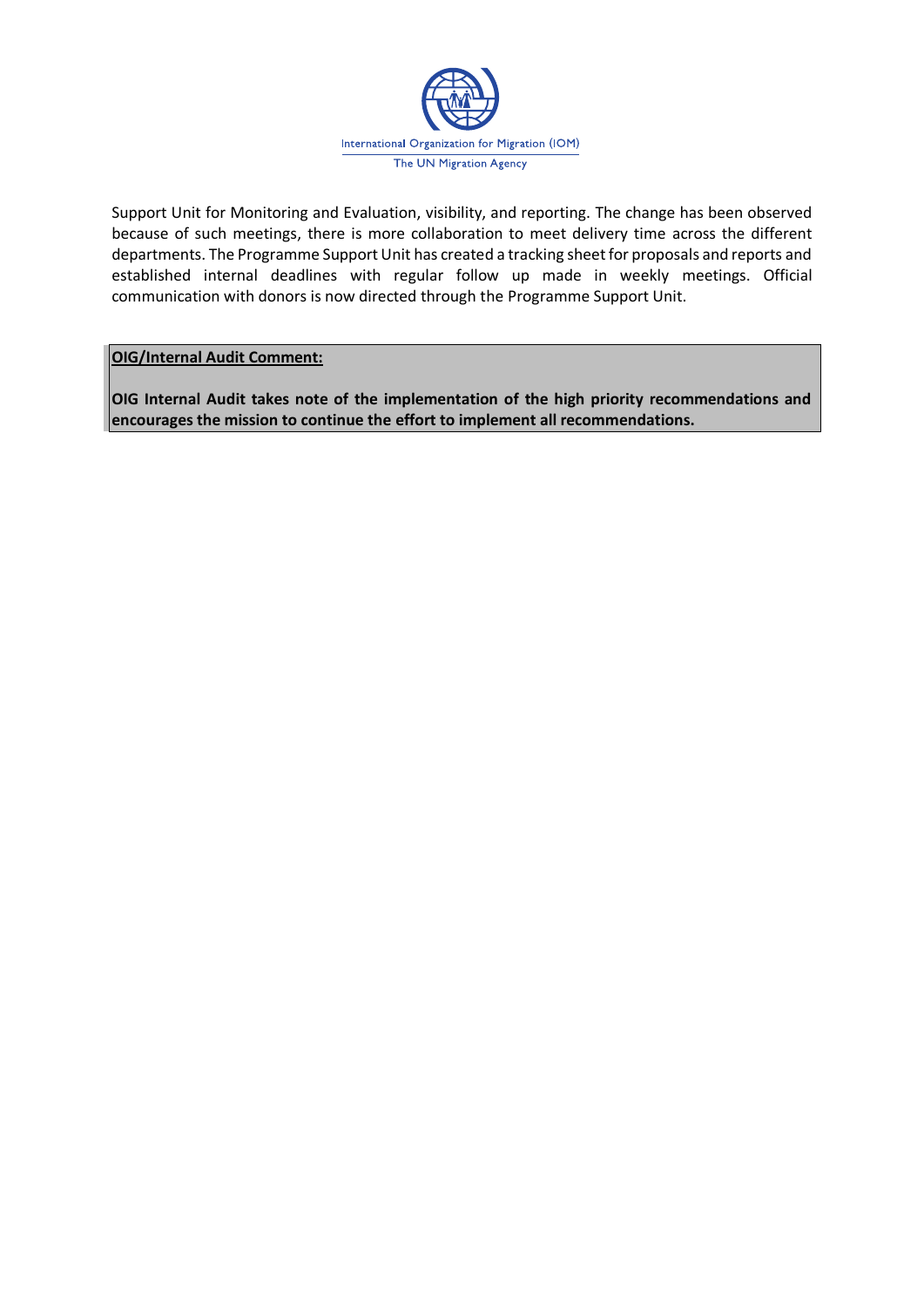Support Unit for Monitoring and Evaluation, visibility, and reporting. The change has been observed because of such meetings, there is more collaboration to meet delivery time across the different departments. The Programme Support Unit has created a tracking sheet for proposals and reports and established internal deadlines with regular follow up made in weekly meetings. Official communication with donors is now directed through the Programme Support Unit.

**OIG/Internal Audit Comment:**

**OIG Internal Audit takes note of the implementation of the high priority recommendations and encourages the mission to continue the effort to implement all recommendations.**